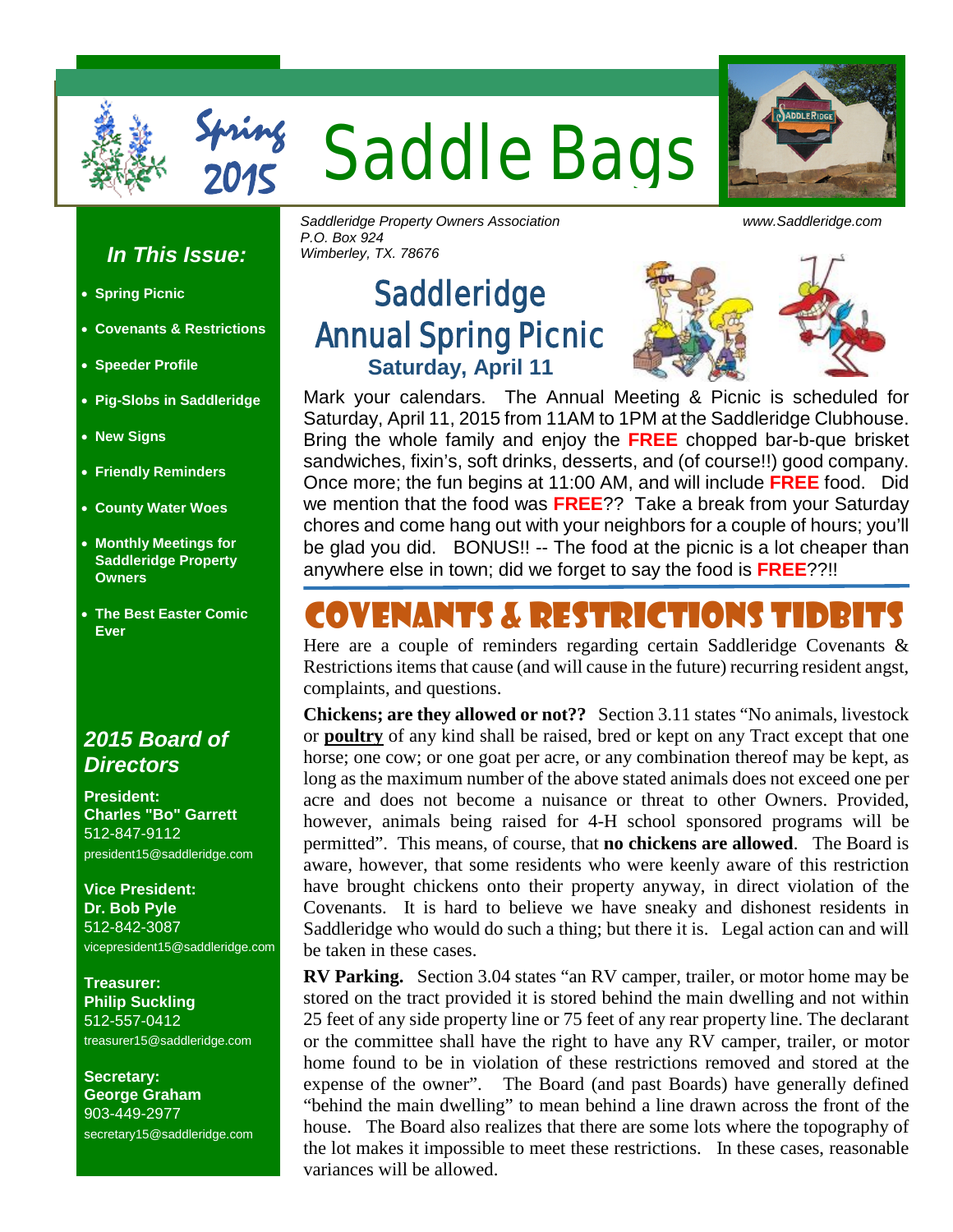# Spring 2015 Saddle Bags

Saddleridge Property Owners Association
P.O. Box 924
Wimberley, TX. 78676

www.Saddleridge.com

### *In This Issue:*

- **Spring Picnic**
- **Covenants & Restrictions**
- **Speeder Profile**
- **Pig-Slobs in Saddleridge**
- **New Signs**
- **Friendly Reminders**
- **County Water Woes**
- **Monthly Meetings for Saddleridge Property Owners**
- **The Best Easter Comic Ever**

### *2015 Board of Directors*

**President:**
**Charles "Bo" Garrett**
512-847-9112
president15@saddleridge.com

**Vice President:**
**Dr. Bob Pyle**
512-842-3087
vicepresident15@saddleridge.com

**Treasurer:**
**Philip Suckling**
512-557-0412
treasurer15@saddleridge.com

**Secretary:**
**George Graham**
903-449-2977
secretary15@saddleridge.com

## Saddleridge Annual Spring Picnic

**Saturday, April 11**

Mark your calendars. The Annual Meeting & Picnic is scheduled for Saturday, April 11, 2015 from 11AM to 1PM at the Saddleridge Clubhouse. Bring the whole family and enjoy the **FREE** chopped bar-b-que brisket sandwiches, fixin's, soft drinks, desserts, and (of course!!) good company. Once more; the fun begins at 11:00 AM, and will include **FREE** food. Did we mention that the food was **FREE**?? Take a break from your Saturday chores and come hang out with your neighbors for a couple of hours; you'll be glad you did. BONUS!! -- The food at the picnic is a lot cheaper than anywhere else in town; did we forget to say the food is **FREE**??!!

## Covenants & Restrictions Tidbits

Here are a couple of reminders regarding certain Saddleridge Covenants & Restrictions items that cause (and will cause in the future) recurring resident angst, complaints, and questions.

**Chickens; are they allowed or not??** Section 3.11 states "No animals, livestock or **poultry** of any kind shall be raised, bred or kept on any Tract except that one horse; one cow; or one goat per acre, or any combination thereof may be kept, as long as the maximum number of the above stated animals does not exceed one per acre and does not become a nuisance or threat to other Owners. Provided, however, animals being raised for 4-H school sponsored programs will be permitted". This means, of course, that **no chickens are allowed**. The Board is aware, however, that some residents who were keenly aware of this restriction have brought chickens onto their property anyway, in direct violation of the Covenants. It is hard to believe we have sneaky and dishonest residents in Saddleridge who would do such a thing; but there it is. Legal action can and will be taken in these cases.

**RV Parking.** Section 3.04 states "an RV camper, trailer, or motor home may be stored on the tract provided it is stored behind the main dwelling and not within 25 feet of any side property line or 75 feet of any rear property line. The declarant or the committee shall have the right to have any RV camper, trailer, or motor home found to be in violation of these restrictions removed and stored at the expense of the owner". The Board (and past Boards) have generally defined "behind the main dwelling" to mean behind a line drawn across the front of the house. The Board also realizes that there are some lots where the topography of the lot makes it impossible to meet these restrictions. In these cases, reasonable variances will be allowed.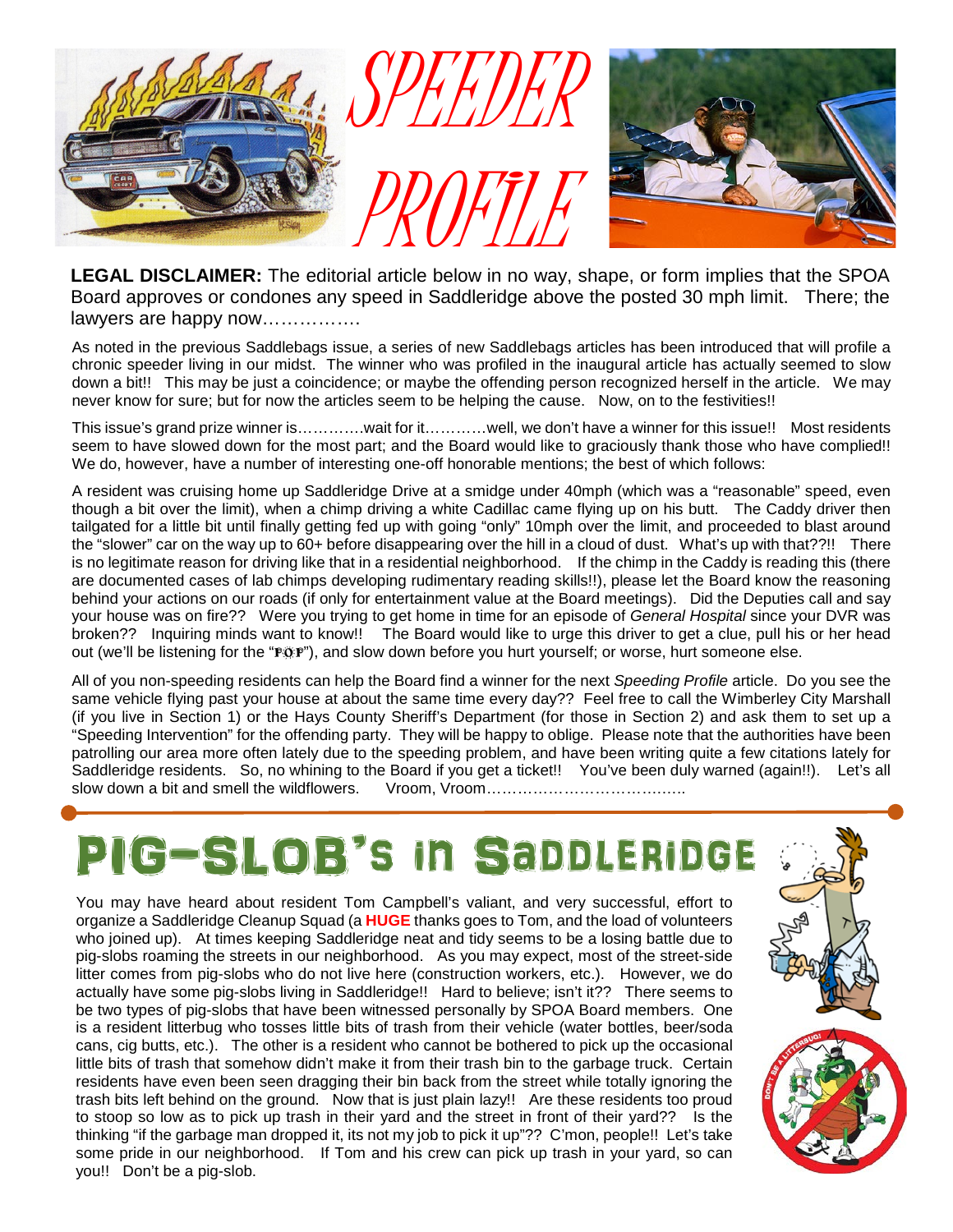# SPEEDER PROFILE

**LEGAL DISCLAIMER:** The editorial article below in no way, shape, or form implies that the SPOA Board approves or condones any speed in Saddleridge above the posted 30 mph limit. There; the lawyers are happy now…………….

As noted in the previous Saddlebags issue, a series of new Saddlebags articles has been introduced that will profile a chronic speeder living in our midst. The winner who was profiled in the inaugural article has actually seemed to slow down a bit!! This may be just a coincidence; or maybe the offending person recognized herself in the article. We may never know for sure; but for now the articles seem to be helping the cause. Now, on to the festivities!!

This issue's grand prize winner is………….wait for it…………well, we don't have a winner for this issue!! Most residents seem to have slowed down for the most part; and the Board would like to graciously thank those who have complied!! We do, however, have a number of interesting one-off honorable mentions; the best of which follows:

A resident was cruising home up Saddleridge Drive at a smidge under 40mph (which was a "reasonable" speed, even though a bit over the limit), when a chimp driving a white Cadillac came flying up on his butt. The Caddy driver then tailgated for a little bit until finally getting fed up with going "only" 10mph over the limit, and proceeded to blast around the "slower" car on the way up to 60+ before disappearing over the hill in a cloud of dust. What's up with that??!! There is no legitimate reason for driving like that in a residential neighborhood. If the chimp in the Caddy is reading this (there are documented cases of lab chimps developing rudimentary reading skills!!), please let the Board know the reasoning behind your actions on our roads (if only for entertainment value at the Board meetings). Did the Deputies call and say your house was on fire?? Were you trying to get home in time for an episode of *General Hospital* since your DVR was broken?? Inquiring minds want to know!! The Board would like to urge this driver to get a clue, pull his or her head out (we'll be listening for the "POP"), and slow down before you hurt yourself; or worse, hurt someone else.

All of you non-speeding residents can help the Board find a winner for the next *Speeding Profile* article. Do you see the same vehicle flying past your house at about the same time every day?? Feel free to call the Wimberley City Marshall (if you live in Section 1) or the Hays County Sheriff's Department (for those in Section 2) and ask them to set up a "Speeding Intervention" for the offending party. They will be happy to oblige. Please note that the authorities have been patrolling our area more often lately due to the speeding problem, and have been writing quite a few citations lately for Saddleridge residents. So, no whining to the Board if you get a ticket!! You've been duly warned (again!!). Let's all slow down a bit and smell the wildflowers. Vroom, Vroom…………………………………..

# PIG-SLOB's in SADDLERIDGE

You may have heard about resident Tom Campbell's valiant, and very successful, effort to organize a Saddleridge Cleanup Squad (a **HUGE** thanks goes to Tom, and the load of volunteers who joined up). At times keeping Saddleridge neat and tidy seems to be a losing battle due to pig-slobs roaming the streets in our neighborhood. As you may expect, most of the street-side litter comes from pig-slobs who do not live here (construction workers, etc.). However, we do actually have some pig-slobs living in Saddleridge!! Hard to believe; isn't it?? There seems to be two types of pig-slobs that have been witnessed personally by SPOA Board members. One is a resident litterbug who tosses little bits of trash from their vehicle (water bottles, beer/soda cans, cig butts, etc.). The other is a resident who cannot be bothered to pick up the occasional little bits of trash that somehow didn't make it from their trash bin to the garbage truck. Certain residents have even been seen dragging their bin back from the street while totally ignoring the trash bits left behind on the ground. Now that is just plain lazy!! Are these residents too proud to stoop so low as to pick up trash in their yard and the street in front of their yard?? Is the thinking "if the garbage man dropped it, its not my job to pick it up"?? C'mon, people!! Let's take some pride in our neighborhood. If Tom and his crew can pick up trash in your yard, so can you!! Don't be a pig-slob.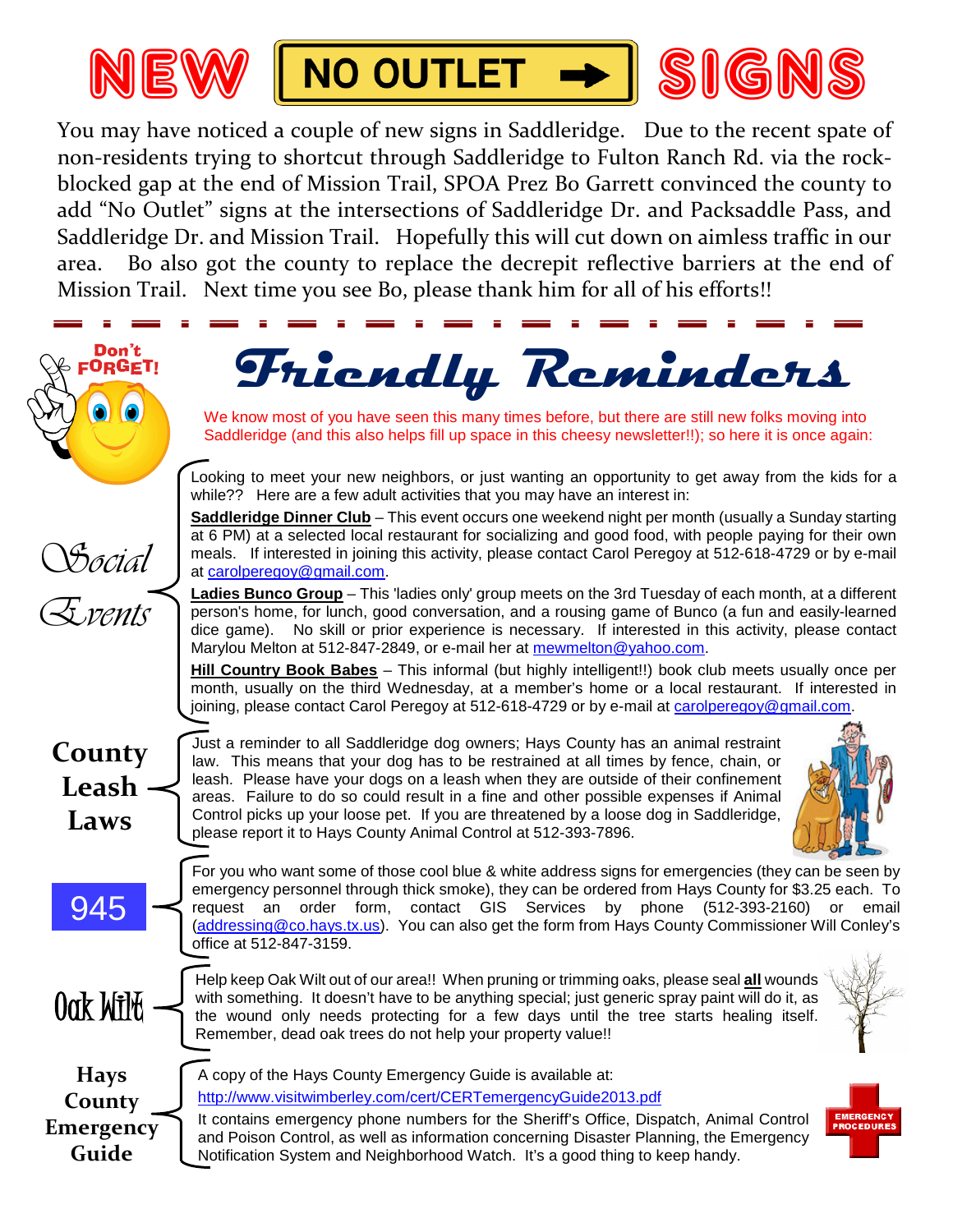# NEW NO OUTLET → SIGNS

You may have noticed a couple of new signs in Saddleridge. Due to the recent spate of non-residents trying to shortcut through Saddleridge to Fulton Ranch Rd. via the rock-blocked gap at the end of Mission Trail, SPOA Prez Bo Garrett convinced the county to add "No Outlet" signs at the intersections of Saddleridge Dr. and Packsaddle Pass, and Saddleridge Dr. and Mission Trail. Hopefully this will cut down on aimless traffic in our area. Bo also got the county to replace the decrepit reflective barriers at the end of Mission Trail. Next time you see Bo, please thank him for all of his efforts!!

---

Don't FORGET!

# Friendly Reminders

We know most of you have seen this many times before, but there are still new folks moving into Saddleridge (and this also helps fill up space in this cheesy newsletter!!); so here it is once again:

## Social Events

Looking to meet your new neighbors, or just wanting an opportunity to get away from the kids for a while?? Here are a few adult activities that you may have an interest in:

**Saddleridge Dinner Club** – This event occurs one weekend night per month (usually a Sunday starting at 6 PM) at a selected local restaurant for socializing and good food, with people paying for their own meals. If interested in joining this activity, please contact Carol Peregoy at 512-618-4729 or by e-mail at carolperegoy@gmail.com.

**Ladies Bunco Group** – This 'ladies only' group meets on the 3rd Tuesday of each month, at a different person's home, for lunch, good conversation, and a rousing game of Bunco (a fun and easily-learned dice game). No skill or prior experience is necessary. If interested in this activity, please contact Marylou Melton at 512-847-2849, or e-mail her at mewmelton@yahoo.com.

**Hill Country Book Babes** – This informal (but highly intelligent!!) book club meets usually once per month, usually on the third Wednesday, at a member's home or a local restaurant. If interested in joining, please contact Carol Peregoy at 512-618-4729 or by e-mail at carolperegoy@gmail.com.

## County Leash Laws

Just a reminder to all Saddleridge dog owners; Hays County has an animal restraint law. This means that your dog has to be restrained at all times by fence, chain, or leash. Please have your dogs on a leash when they are outside of their confinement areas. Failure to do so could result in a fine and other possible expenses if Animal Control picks up your loose pet. If you are threatened by a loose dog in Saddleridge, please report it to Hays County Animal Control at 512-393-7896.

## 945

For you who want some of those cool blue & white address signs for emergencies (they can be seen by emergency personnel through thick smoke), they can be ordered from Hays County for $3.25 each. To request an order form, contact GIS Services by phone (512-393-2160) or email (addressing@co.hays.tx.us). You can also get the form from Hays County Commissioner Will Conley's office at 512-847-3159.

## Oak Wilt

Help keep Oak Wilt out of our area!! When pruning or trimming oaks, please seal **all** wounds with something. It doesn't have to be anything special; just generic spray paint will do it, as the wound only needs protecting for a few days until the tree starts healing itself. Remember, dead oak trees do not help your property value!!

## Hays County Emergency Guide

A copy of the Hays County Emergency Guide is available at:

http://www.visitwimberley.com/cert/CERTemergencyGuide2013.pdf

It contains emergency phone numbers for the Sheriff's Office, Dispatch, Animal Control and Poison Control, as well as information concerning Disaster Planning, the Emergency Notification System and Neighborhood Watch. It's a good thing to keep handy.

EMERGENCY PROCEDURES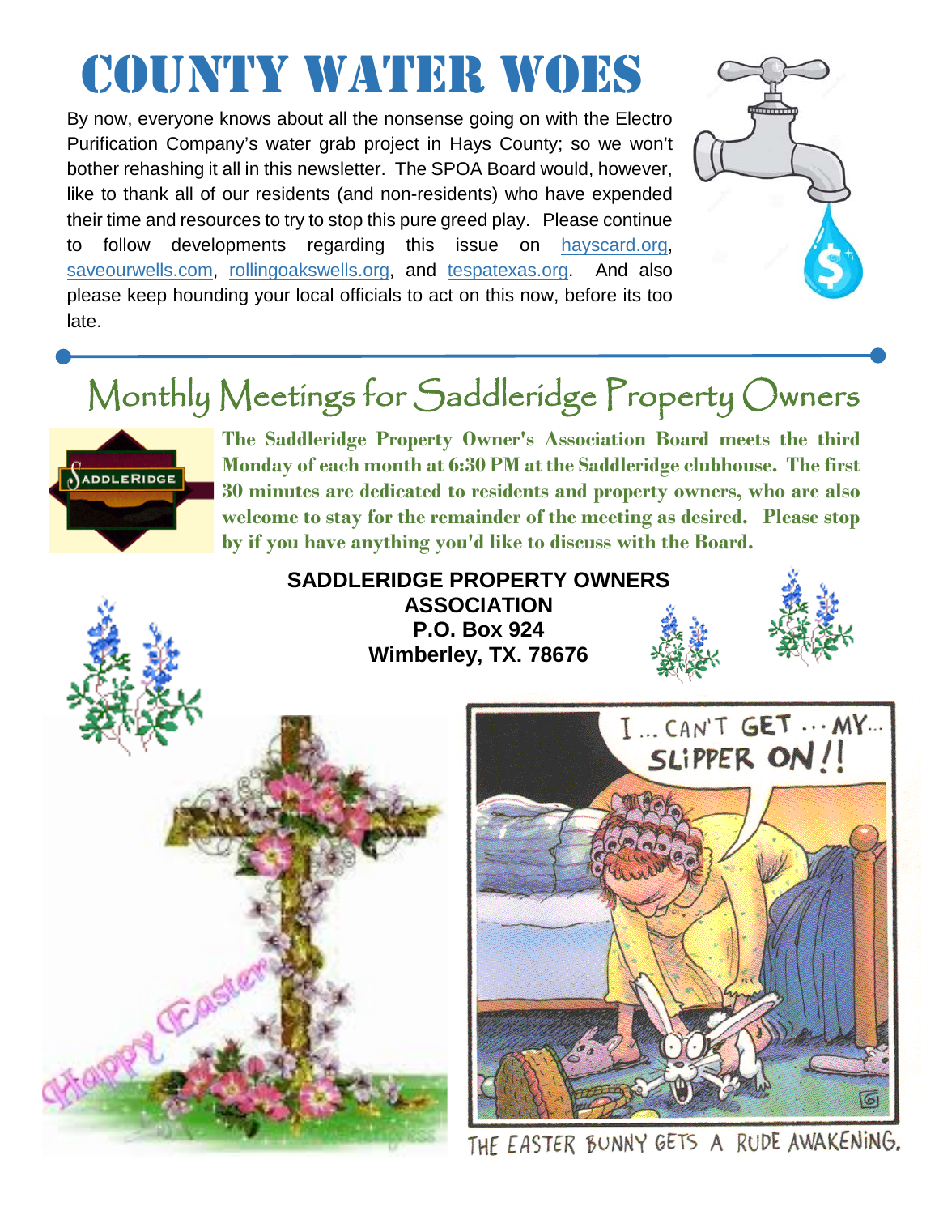# COUNTY WATER WOES

By now, everyone knows about all the nonsense going on with the Electro Purification Company's water grab project in Hays County; so we won't bother rehashing it all in this newsletter. The SPOA Board would, however, like to thank all of our residents (and non-residents) who have expended their time and resources to try to stop this pure greed play. Please continue to follow developments regarding this issue on hayscard.org, saveourwells.com, rollingoakswells.org, and tespatexas.org. And also please keep hounding your local officials to act on this now, before its too late.

## Monthly Meetings for Saddleridge Property Owners

**The Saddleridge Property Owner's Association Board meets the third Monday of each month at 6:30 PM at the Saddleridge clubhouse. The first 30 minutes are dedicated to residents and property owners, who are also welcome to stay for the remainder of the meeting as desired. Please stop by if you have anything you'd like to discuss with the Board.**

**SADDLERIDGE PROPERTY OWNERS ASSOCIATION**
**P.O. Box 924**
**Wimberley, TX. 78676**

THE EASTER BUNNY GETS A RUDE AWAKENING.